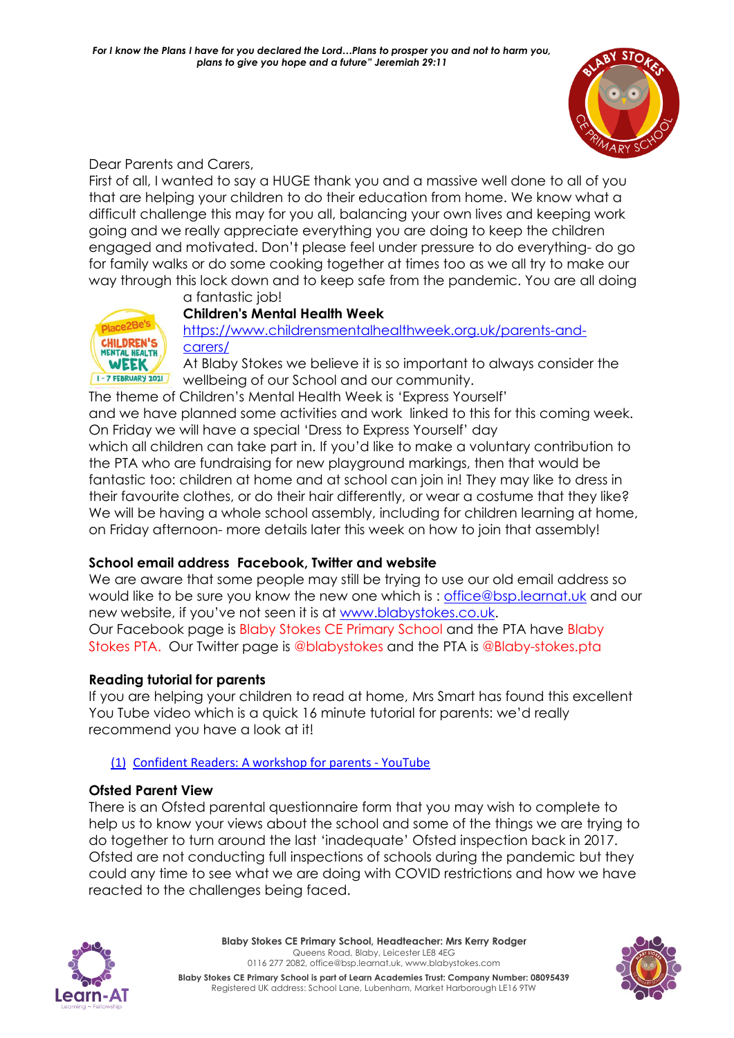*For I know the Plans I have for you declared the Lord…Plans to prosper you and not to harm you, plans to give you hope and a future" Jeremiah 29:11*

Dear Parents and Carers,

First of all, I wanted to say a HUGE thank you and a massive well done to all of you that are helping your children to do their education from home. We know what a difficult challenge this may for you all, balancing your own lives and keeping work going and we really appreciate everything you are doing to keep the children engaged and motivated. Don't please feel under pressure to do everything- do go for family walks or do some cooking together at times too as we all try to make our way through this lock down and to keep safe from the pandemic. You are all doing a fantastic job!

**Children's Mental Health Week**

https://www.childrensmentalhealthweek.org.uk/parents-and-carers/

At Blaby Stokes we believe it is so important to always consider the wellbeing of our School and our community.

The theme of Children's Mental Health Week is 'Express Yourself' and we have planned some activities and work linked to this for this coming week. On Friday we will have a special 'Dress to Express Yourself' day which all children can take part in. If you'd like to make a voluntary contribution to the PTA who are fundraising for new playground markings, then that would be fantastic too: children at home and at school can join in! They may like to dress in their favourite clothes, or do their hair differently, or wear a costume that they like? We will be having a whole school assembly, including for children learning at home, on Friday afternoon- more details later this week on how to join that assembly!

**School email address Facebook, Twitter and website**

We are aware that some people may still be trying to use our old email address so would like to be sure you know the new one which is : office@bsp.learnat.uk and our new website, if you've not seen it is at www.blabystokes.co.uk.

Our Facebook page is Blaby Stokes CE Primary School and the PTA have Blaby Stokes PTA. Our Twitter page is @blabystokes and the PTA is @Blaby-stokes.pta

**Reading tutorial for parents**

If you are helping your children to read at home, Mrs Smart has found this excellent You Tube video which is a quick 16 minute tutorial for parents: we'd really recommend you have a look at it!

(1) Confident Readers: A workshop for parents - YouTube

**Ofsted Parent View**

There is an Ofsted parental questionnaire form that you may wish to complete to help us to know your views about the school and some of the things we are trying to do together to turn around the last 'inadequate' Ofsted inspection back in 2017. Ofsted are not conducting full inspections of schools during the pandemic but they could any time to see what we are doing with COVID restrictions and how we have reacted to the challenges being faced.

**Blaby Stokes CE Primary School, Headteacher: Mrs Kerry Rodger**
Queens Road, Blaby, Leicester LE8 4EG
0116 277 2082, office@bsp.learnat.uk, www.blabystokes.com
**Blaby Stokes CE Primary School is part of Learn Academies Trust: Company Number: 08095439**
Registered UK address: School Lane, Lubenham, Market Harborough LE16 9TW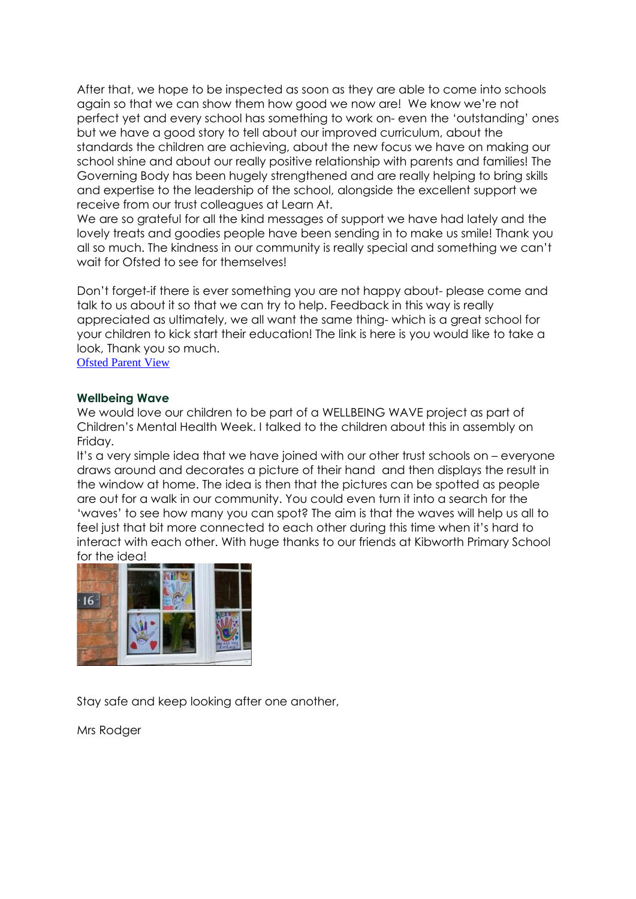After that, we hope to be inspected as soon as they are able to come into schools again so that we can show them how good we now are! We know we're not perfect yet and every school has something to work on- even the 'outstanding' ones but we have a good story to tell about our improved curriculum, about the standards the children are achieving, about the new focus we have on making our school shine and about our really positive relationship with parents and families! The Governing Body has been hugely strengthened and are really helping to bring skills and expertise to the leadership of the school, alongside the excellent support we receive from our trust colleagues at Learn At.
We are so grateful for all the kind messages of support we have had lately and the lovely treats and goodies people have been sending in to make us smile! Thank you all so much. The kindness in our community is really special and something we can't wait for Ofsted to see for themselves!

Don't forget-if there is ever something you are not happy about- please come and talk to us about it so that we can try to help. Feedback in this way is really appreciated as ultimately, we all want the same thing- which is a great school for your children to kick start their education! The link is here is you would like to take a look, Thank you so much.
Ofsted Parent View

**Wellbeing Wave**
We would love our children to be part of a WELLBEING WAVE project as part of Children's Mental Health Week. I talked to the children about this in assembly on Friday.
It's a very simple idea that we have joined with our other trust schools on – everyone draws around and decorates a picture of their hand and then displays the result in the window at home. The idea is then that the pictures can be spotted as people are out for a walk in our community. You could even turn it into a search for the 'waves' to see how many you can spot? The aim is that the waves will help us all to feel just that bit more connected to each other during this time when it's hard to interact with each other. With huge thanks to our friends at Kibworth Primary School for the idea!

Stay safe and keep looking after one another,

Mrs Rodger